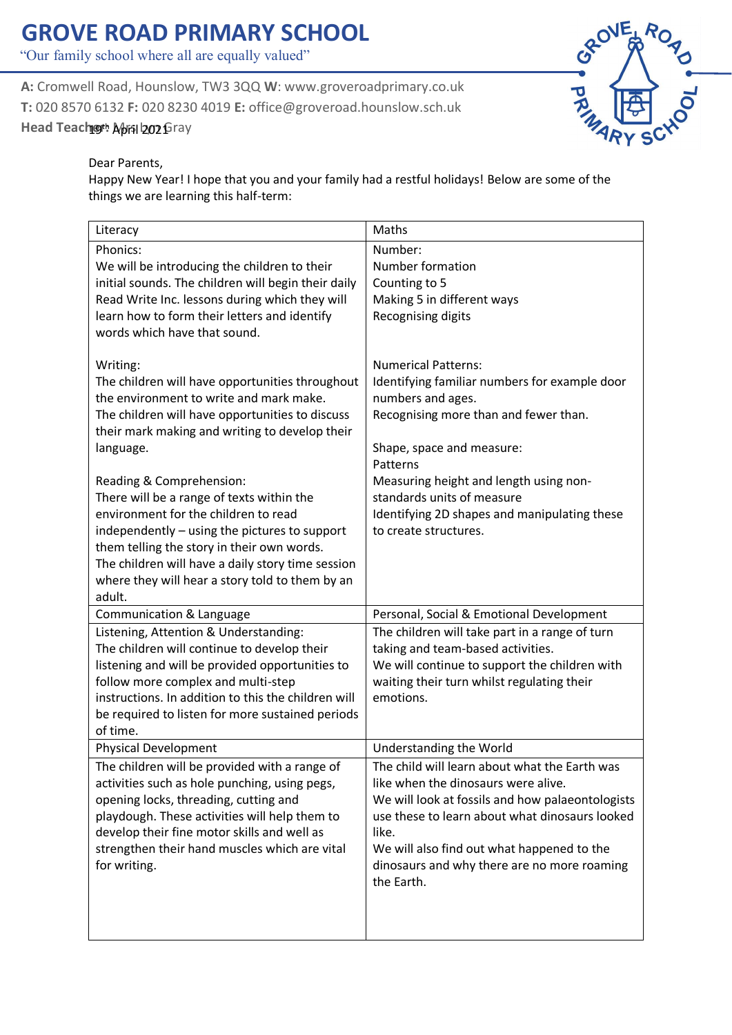# GROVE ROAD PRIMARY SCHOOL

"Our family school where all are equally valued"

**A:** Cromwell Road, Hounslow, TW3 3QQ **W**: www.groveroadprimary.co.uk
**T:** 020 8570 6132 **F:** 020 8230 4019 **E:** office@groveroad.hounslow.sch.uk
**Head Teacher:** Mrs L. Gray

19th April 2021

Dear Parents,
Happy New Year! I hope that you and your family had a restful holidays! Below are some of the things we are learning this half-term:

| Literacy | Maths |
|---|---|
| Phonics:<br>We will be introducing the children to their initial sounds. The children will begin their daily Read Write Inc. lessons during which they will learn how to form their letters and identify words which have that sound.<br><br>Writing:<br>The children will have opportunities throughout the environment to write and mark make.<br>The children will have opportunities to discuss their mark making and writing to develop their language.<br><br>Reading & Comprehension:<br>There will be a range of texts within the environment for the children to read independently – using the pictures to support them telling the story in their own words.<br>The children will have a daily story time session where they will hear a story told to them by an adult. | Number:<br>Number formation<br>Counting to 5<br>Making 5 in different ways<br>Recognising digits<br><br>Numerical Patterns:<br>Identifying familiar numbers for example door numbers and ages.<br>Recognising more than and fewer than.<br><br>Shape, space and measure:<br>Patterns<br>Measuring height and length using non-standards units of measure<br>Identifying 2D shapes and manipulating these to create structures. |
| Communication & Language | Personal, Social & Emotional Development |
| Listening, Attention & Understanding:<br>The children will continue to develop their listening and will be provided opportunities to follow more complex and multi-step instructions. In addition to this the children will be required to listen for more sustained periods of time. | The children will take part in a range of turn taking and team-based activities.<br>We will continue to support the children with waiting their turn whilst regulating their emotions. |
| Physical Development | Understanding the World |
| The children will be provided with a range of activities such as hole punching, using pegs, opening locks, threading, cutting and playdough. These activities will help them to develop their fine motor skills and well as strengthen their hand muscles which are vital for writing. | The child will learn about what the Earth was like when the dinosaurs were alive.<br>We will look at fossils and how palaeontologists use these to learn about what dinosaurs looked like.<br>We will also find out what happened to the dinosaurs and why there are no more roaming the Earth. |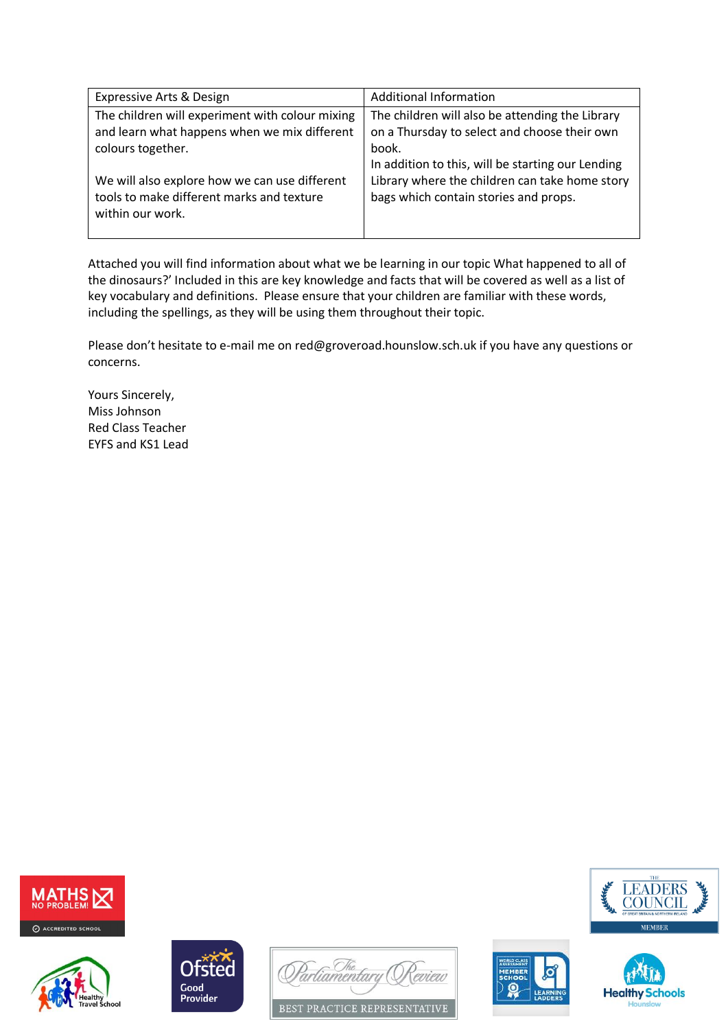| Expressive Arts & Design | Additional Information |
| --- | --- |
| The children will experiment with colour mixing and learn what happens when we mix different colours together.<br><br>We will also explore how we can use different tools to make different marks and texture within our work. | The children will also be attending the Library on a Thursday to select and choose their own book.<br>In addition to this, will be starting our Lending Library where the children can take home story bags which contain stories and props. |

Attached you will find information about what we be learning in our topic What happened to all of the dinosaurs?' Included in this are key knowledge and facts that will be covered as well as a list of key vocabulary and definitions. Please ensure that your children are familiar with these words, including the spellings, as they will be using them throughout their topic.

Please don't hesitate to e-mail me on red@groveroad.hounslow.sch.uk if you have any questions or concerns.

Yours Sincerely,  
Miss Johnson  
Red Class Teacher  
EYFS and KS1 Lead